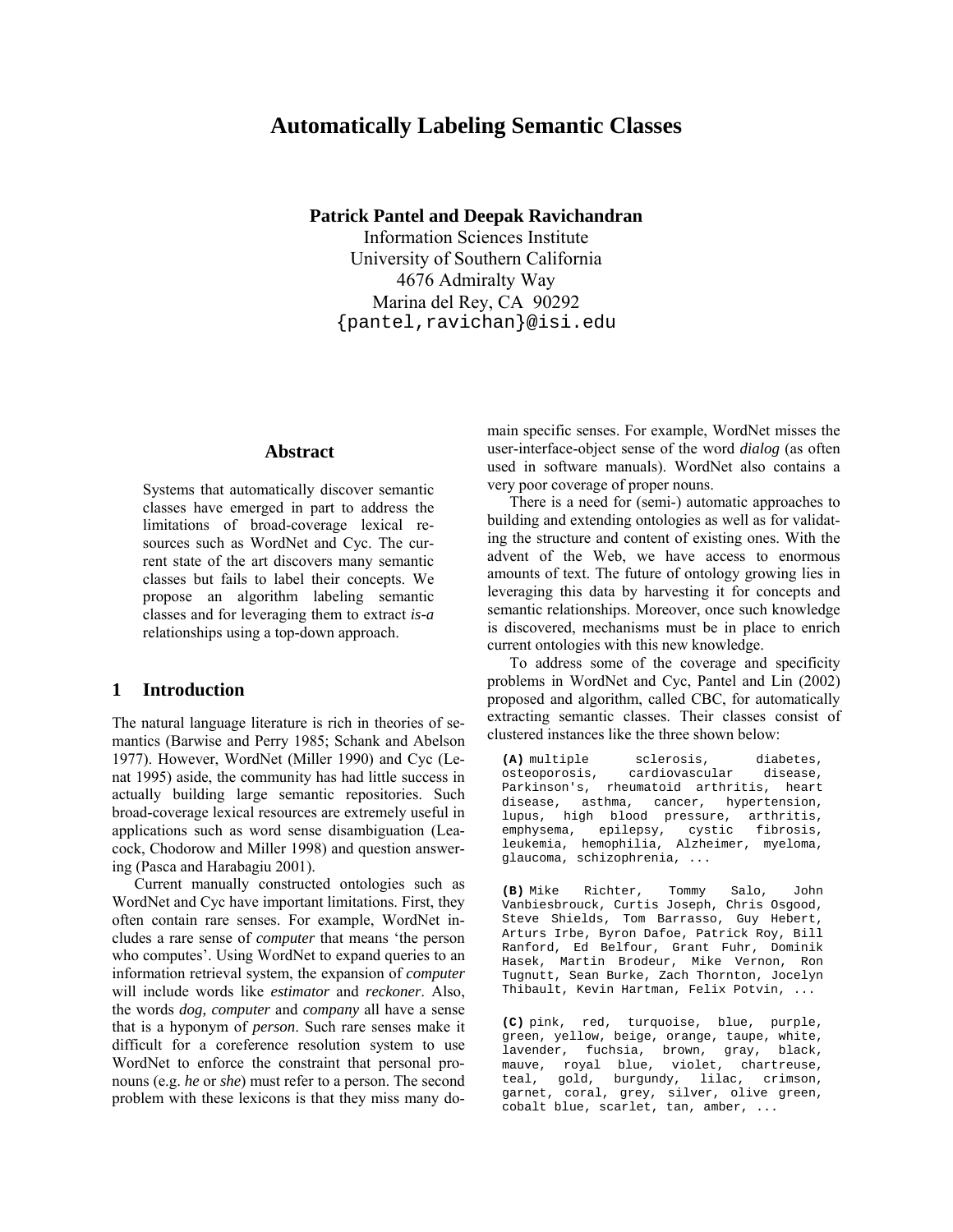# Automatically Labeling Semantic Classes

**Patrick Pantel and Deepak Ravichandran**

Information Sciences Institute
University of Southern California
4676 Admiralty Way
Marina del Rey, CA 90292
{pantel,ravichan}@isi.edu

## Abstract

Systems that automatically discover semantic classes have emerged in part to address the limitations of broad-coverage lexical resources such as WordNet and Cyc. The current state of the art discovers many semantic classes but fails to label their concepts. We propose an algorithm labeling semantic classes and for leveraging them to extract *is-a* relationships using a top-down approach.

## 1 Introduction

The natural language literature is rich in theories of semantics (Barwise and Perry 1985; Schank and Abelson 1977). However, WordNet (Miller 1990) and Cyc (Lenat 1995) aside, the community has had little success in actually building large semantic repositories. Such broad-coverage lexical resources are extremely useful in applications such as word sense disambiguation (Leacock, Chodorow and Miller 1998) and question answering (Pasca and Harabagiu 2001).

Current manually constructed ontologies such as WordNet and Cyc have important limitations. First, they often contain rare senses. For example, WordNet includes a rare sense of *computer* that means 'the person who computes'. Using WordNet to expand queries to an information retrieval system, the expansion of *computer* will include words like *estimator* and *reckoner*. Also, the words *dog*, *computer* and *company* all have a sense that is a hyponym of *person*. Such rare senses make it difficult for a coreference resolution system to use WordNet to enforce the constraint that personal pronouns (e.g. *he* or *she*) must refer to a person. The second problem with these lexicons is that they miss many domain specific senses. For example, WordNet misses the user-interface-object sense of the word *dialog* (as often used in software manuals). WordNet also contains a very poor coverage of proper nouns.

There is a need for (semi-) automatic approaches to building and extending ontologies as well as for validating the structure and content of existing ones. With the advent of the Web, we have access to enormous amounts of text. The future of ontology growing lies in leveraging this data by harvesting it for concepts and semantic relationships. Moreover, once such knowledge is discovered, mechanisms must be in place to enrich current ontologies with this new knowledge.

To address some of the coverage and specificity problems in WordNet and Cyc, Pantel and Lin (2002) proposed and algorithm, called CBC, for automatically extracting semantic classes. Their classes consist of clustered instances like the three shown below:

**(A)** multiple sclerosis, diabetes, osteoporosis, cardiovascular disease, Parkinson's, rheumatoid arthritis, heart disease, asthma, cancer, hypertension, lupus, high blood pressure, arthritis, emphysema, epilepsy, cystic fibrosis, leukemia, hemophilia, Alzheimer, myeloma, glaucoma, schizophrenia, ...

**(B)** Mike Richter, Tommy Salo, John Vanbiesbrouck, Curtis Joseph, Chris Osgood, Steve Shields, Tom Barrasso, Guy Hebert, Arturs Irbe, Byron Dafoe, Patrick Roy, Bill Ranford, Ed Belfour, Grant Fuhr, Dominik Hasek, Martin Brodeur, Mike Vernon, Ron Tugnutt, Sean Burke, Zach Thornton, Jocelyn Thibault, Kevin Hartman, Felix Potvin, ...

**(C)** pink, red, turquoise, blue, purple, green, yellow, beige, orange, taupe, white, lavender, fuchsia, brown, gray, black, mauve, royal blue, violet, chartreuse, teal, gold, burgundy, lilac, crimson, garnet, coral, grey, silver, olive green, cobalt blue, scarlet, tan, amber, ...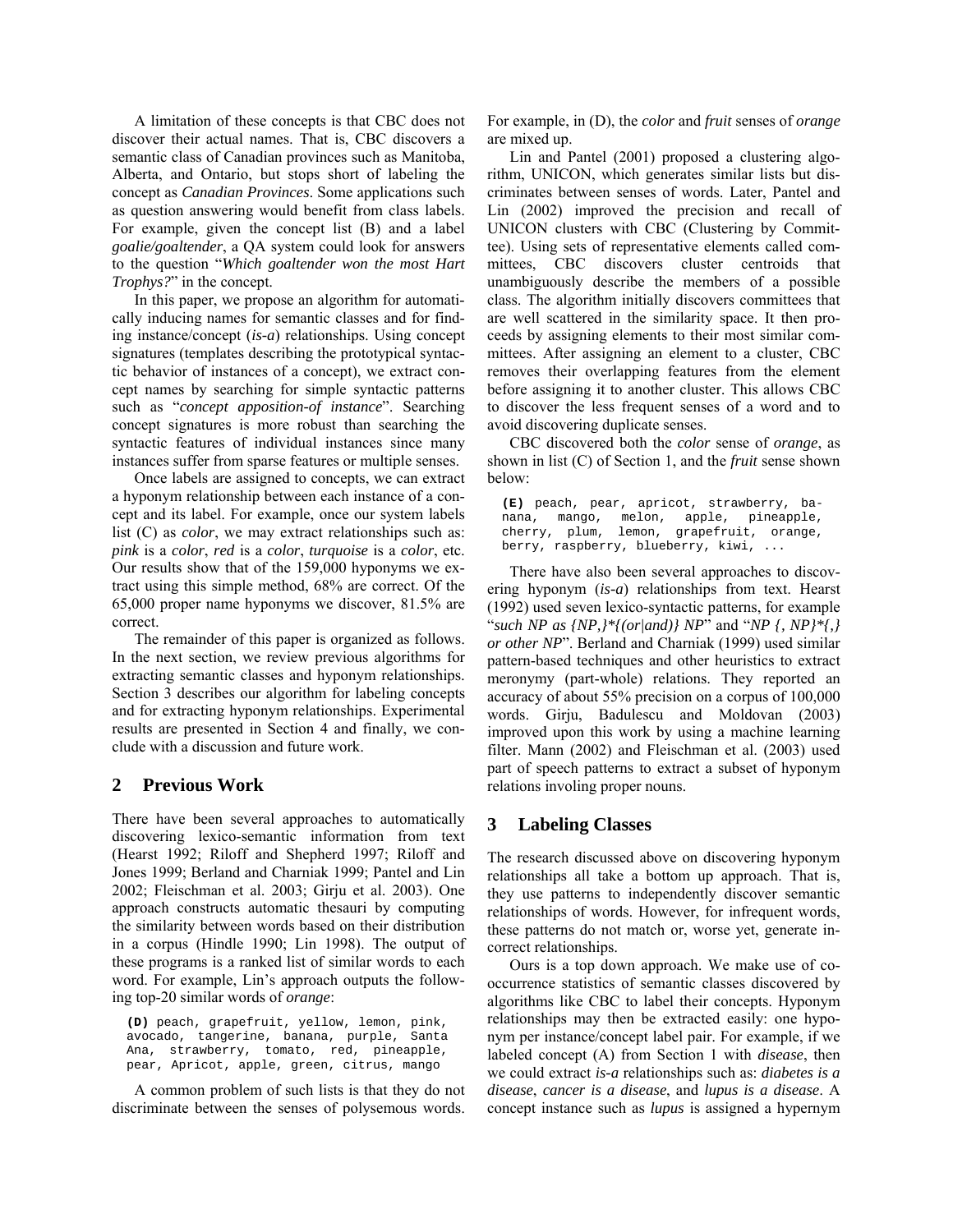A limitation of these concepts is that CBC does not discover their actual names. That is, CBC discovers a semantic class of Canadian provinces such as Manitoba, Alberta, and Ontario, but stops short of labeling the concept as *Canadian Provinces*. Some applications such as question answering would benefit from class labels. For example, given the concept list (B) and a label *goalie/goaltender*, a QA system could look for answers to the question "*Which goaltender won the most Hart Trophys?*" in the concept.

In this paper, we propose an algorithm for automatically inducing names for semantic classes and for finding instance/concept (*is-a*) relationships. Using concept signatures (templates describing the prototypical syntactic behavior of instances of a concept), we extract concept names by searching for simple syntactic patterns such as "*concept apposition-of instance*". Searching concept signatures is more robust than searching the syntactic features of individual instances since many instances suffer from sparse features or multiple senses.

Once labels are assigned to concepts, we can extract a hyponym relationship between each instance of a concept and its label. For example, once our system labels list (C) as *color*, we may extract relationships such as: *pink* is a *color*, *red* is a *color*, *turquoise* is a *color*, etc. Our results show that of the 159,000 hyponyms we extract using this simple method, 68% are correct. Of the 65,000 proper name hyponyms we discover, 81.5% are correct.

The remainder of this paper is organized as follows. In the next section, we review previous algorithms for extracting semantic classes and hyponym relationships. Section 3 describes our algorithm for labeling concepts and for extracting hyponym relationships. Experimental results are presented in Section 4 and finally, we conclude with a discussion and future work.

## 2 Previous Work

There have been several approaches to automatically discovering lexico-semantic information from text (Hearst 1992; Riloff and Shepherd 1997; Riloff and Jones 1999; Berland and Charniak 1999; Pantel and Lin 2002; Fleischman et al. 2003; Girju et al. 2003). One approach constructs automatic thesauri by computing the similarity between words based on their distribution in a corpus (Hindle 1990; Lin 1998). The output of these programs is a ranked list of similar words to each word. For example, Lin's approach outputs the following top-20 similar words of *orange*:

**(D)** peach, grapefruit, yellow, lemon, pink, avocado, tangerine, banana, purple, Santa Ana, strawberry, tomato, red, pineapple, pear, Apricot, apple, green, citrus, mango

A common problem of such lists is that they do not discriminate between the senses of polysemous words. For example, in (D), the *color* and *fruit* senses of *orange* are mixed up.

Lin and Pantel (2001) proposed a clustering algorithm, UNICON, which generates similar lists but discriminates between senses of words. Later, Pantel and Lin (2002) improved the precision and recall of UNICON clusters with CBC (Clustering by Committee). Using sets of representative elements called committees, CBC discovers cluster centroids that unambiguously describe the members of a possible class. The algorithm initially discovers committees that are well scattered in the similarity space. It then proceeds by assigning elements to their most similar committees. After assigning an element to a cluster, CBC removes their overlapping features from the element before assigning it to another cluster. This allows CBC to discover the less frequent senses of a word and to avoid discovering duplicate senses.

CBC discovered both the *color* sense of *orange*, as shown in list (C) of Section 1, and the *fruit* sense shown below:

**(E)** peach, pear, apricot, strawberry, banana, mango, melon, apple, pineapple, cherry, plum, lemon, grapefruit, orange, berry, raspberry, blueberry, kiwi, ...

There have also been several approaches to discovering hyponym (*is-a*) relationships from text. Hearst (1992) used seven lexico-syntactic patterns, for example "*such NP as {NP,}*{(or|and)} NP*" and "*NP {, NP}*{,} or other NP*". Berland and Charniak (1999) used similar pattern-based techniques and other heuristics to extract meronymy (part-whole) relations. They reported an accuracy of about 55% precision on a corpus of 100,000 words. Girju, Badulescu and Moldovan (2003) improved upon this work by using a machine learning filter. Mann (2002) and Fleischman et al. (2003) used part of speech patterns to extract a subset of hyponym relations involing proper nouns.

## 3 Labeling Classes

The research discussed above on discovering hyponym relationships all take a bottom up approach. That is, they use patterns to independently discover semantic relationships of words. However, for infrequent words, these patterns do not match or, worse yet, generate incorrect relationships.

Ours is a top down approach. We make use of co-occurrence statistics of semantic classes discovered by algorithms like CBC to label their concepts. Hyponym relationships may then be extracted easily: one hyponym per instance/concept label pair. For example, if we labeled concept (A) from Section 1 with *disease*, then we could extract *is-a* relationships such as: *diabetes is a disease*, *cancer is a disease*, and *lupus is a disease*. A concept instance such as *lupus* is assigned a hypernym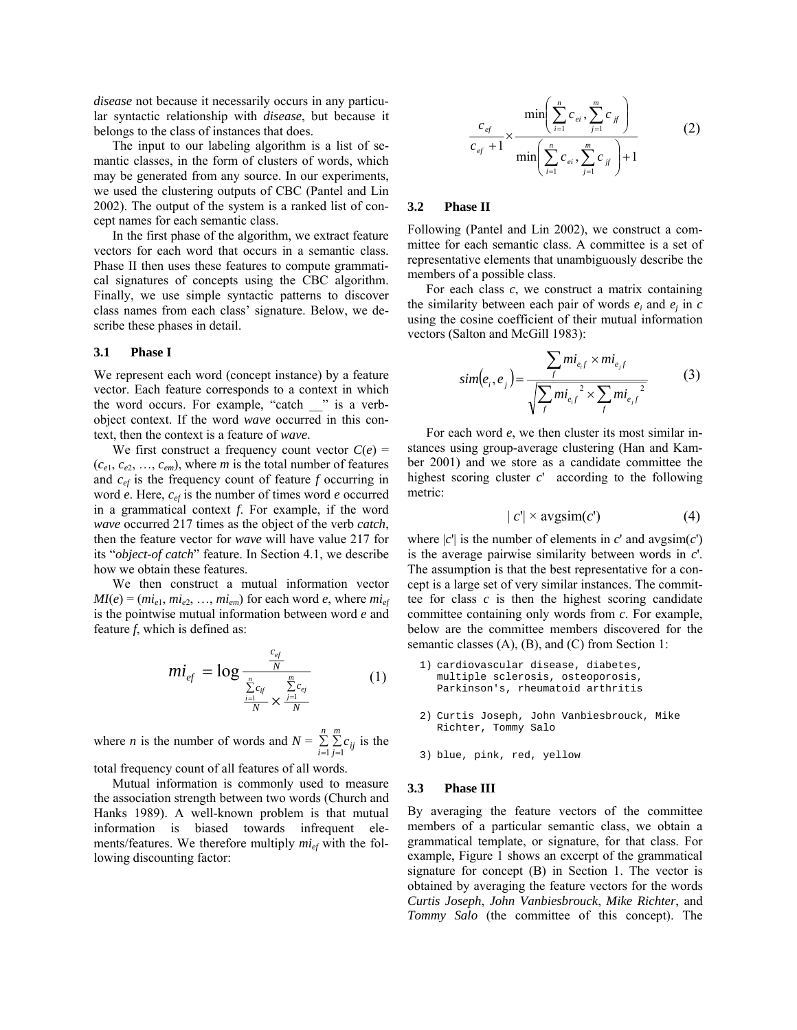*disease* not because it necessarily occurs in any particular syntactic relationship with *disease*, but because it belongs to the class of instances that does.

The input to our labeling algorithm is a list of semantic classes, in the form of clusters of words, which may be generated from any source. In our experiments, we used the clustering outputs of CBC (Pantel and Lin 2002). The output of the system is a ranked list of concept names for each semantic class.

In the first phase of the algorithm, we extract feature vectors for each word that occurs in a semantic class. Phase II then uses these features to compute grammatical signatures of concepts using the CBC algorithm. Finally, we use simple syntactic patterns to discover class names from each class' signature. Below, we describe these phases in detail.

### 3.1 Phase I

We represent each word (concept instance) by a feature vector. Each feature corresponds to a context in which the word occurs. For example, "catch __" is a verb-object context. If the word *wave* occurred in this context, then the context is a feature of *wave*.

We first construct a frequency count vector $C(e) = (c_{e1}, c_{e2}, \ldots, c_{em})$, where $m$ is the total number of features and $c_{ef}$ is the frequency count of feature $f$ occurring in word $e$. Here, $c_{ef}$ is the number of times word $e$ occurred in a grammatical context $f$. For example, if the word *wave* occurred 217 times as the object of the verb *catch*, then the feature vector for *wave* will have value 217 for its "*object-of catch*" feature. In Section 4.1, we describe how we obtain these features.

We then construct a mutual information vector $MI(e) = (mi_{e1}, mi_{e2}, \ldots, mi_{em})$ for each word $e$, where $mi_{ef}$ is the pointwise mutual information between word $e$ and feature $f$, which is defined as:

$$mi_{ef} = \log \frac{\frac{c_{ef}}{N}}{\frac{\sum_{i=1}^{n} c_{if}}{N} \times \frac{\sum_{j=1}^{m} c_{ej}}{N}} \qquad (1)$$

where $n$ is the number of words and $N = \sum_{i=1}^{n}\sum_{j=1}^{m} c_{ij}$ is the total frequency count of all features of all words.

Mutual information is commonly used to measure the association strength between two words (Church and Hanks 1989). A well-known problem is that mutual information is biased towards infrequent elements/features. We therefore multiply $mi_{ef}$ with the following discounting factor:

$$\frac{c_{ef}}{c_{ef}+1} \times \frac{\min\left(\sum_{i=1}^{n} c_{ei}, \sum_{j=1}^{m} c_{jf}\right)}{\min\left(\sum_{i=1}^{n} c_{ei}, \sum_{j=1}^{m} c_{jf}\right)+1} \qquad (2)$$

### 3.2 Phase II

Following (Pantel and Lin 2002), we construct a committee for each semantic class. A committee is a set of representative elements that unambiguously describe the members of a possible class.

For each class $c$, we construct a matrix containing the similarity between each pair of words $e_i$ and $e_j$ in $c$ using the cosine coefficient of their mutual information vectors (Salton and McGill 1983):

$$sim(e_i, e_j) = \frac{\sum_f mi_{e_i f} \times mi_{e_j f}}{\sqrt{\sum_f mi_{e_i f}^2 \times \sum_f mi_{e_j f}^2}} \qquad (3)$$

For each word $e$, we then cluster its most similar instances using group-average clustering (Han and Kamber 2001) and we store as a candidate committee the highest scoring cluster $c'$ according to the following metric:

$$|c'| \times \text{avgsim}(c') \qquad (4)$$

where $|c'|$ is the number of elements in $c'$ and avgsim($c'$) is the average pairwise similarity between words in $c'$. The assumption is that the best representative for a concept is a large set of very similar instances. The committee for class $c$ is then the highest scoring candidate committee containing only words from $c$. For example, below are the committee members discovered for the semantic classes (A), (B), and (C) from Section 1:

```
1) cardiovascular disease, diabetes,
   multiple sclerosis, osteoporosis,
   Parkinson's, rheumatoid arthritis

2) Curtis Joseph, John Vanbiesbrouck, Mike
   Richter, Tommy Salo

3) blue, pink, red, yellow
```

### 3.3 Phase III

By averaging the feature vectors of the committee members of a particular semantic class, we obtain a grammatical template, or signature, for that class. For example, Figure 1 shows an excerpt of the grammatical signature for concept (B) in Section 1. The vector is obtained by averaging the feature vectors for the words *Curtis Joseph*, *John Vanbiesbrouck*, *Mike Richter*, and *Tommy Salo* (the committee of this concept). The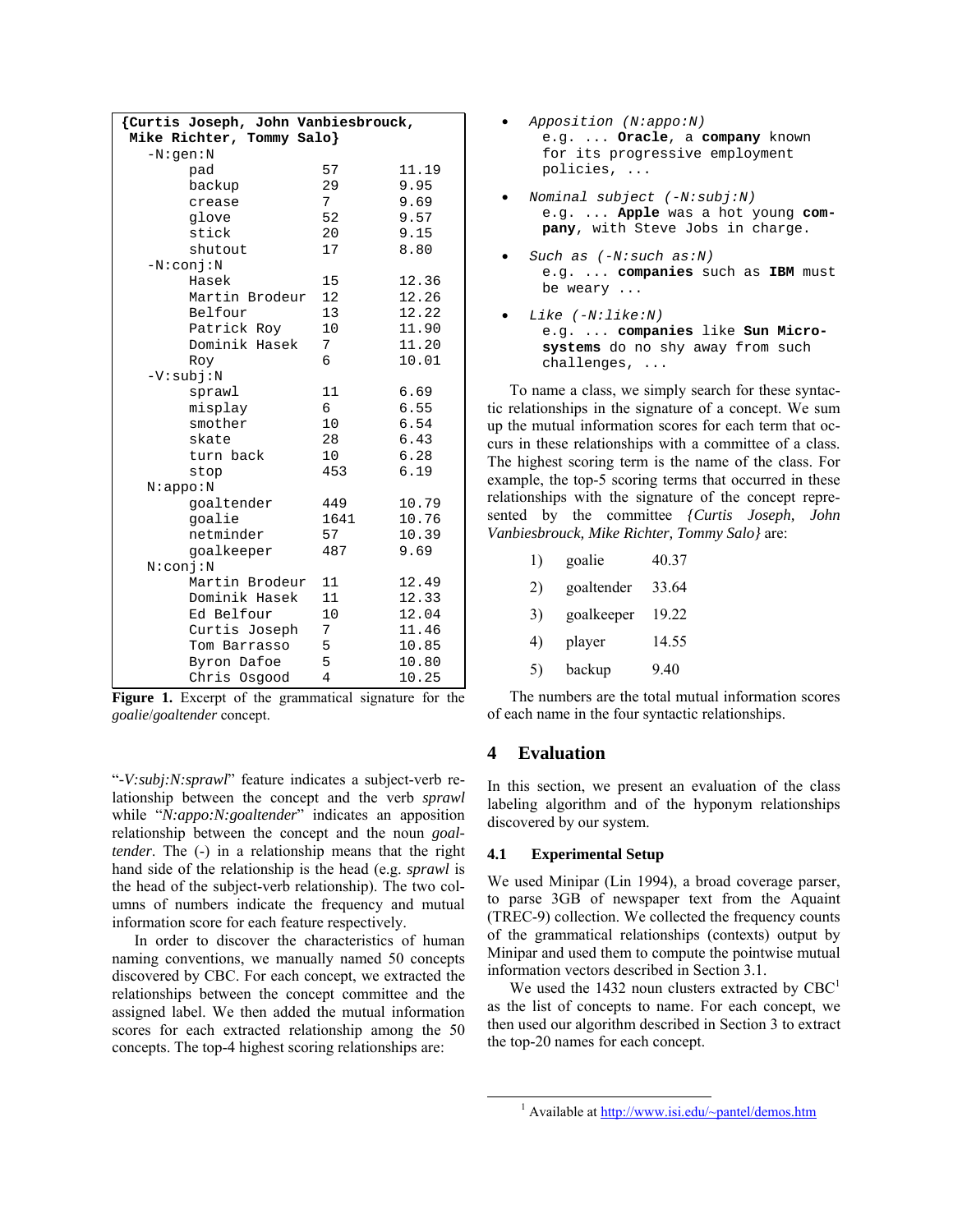```
{Curtis Joseph, John Vanbiesbrouck,
 Mike Richter, Tommy Salo}
   -N:gen:N
        pad              57      11.19
        backup           29      9.95
        crease           7       9.69
        glove            52      9.57
        stick            20      9.15
        shutout          17      8.80
   -N:conj:N
        Hasek            15      12.36
        Martin Brodeur   12      12.26
        Belfour          13      12.22
        Patrick Roy      10      11.90
        Dominik Hasek    7       11.20
        Roy              6       10.01
   -V:subj:N
        sprawl           11      6.69
        misplay          6       6.55
        smother          10      6.54
        skate            28      6.43
        turn back        10      6.28
        stop             453     6.19
   N:appo:N
        goaltender       449     10.79
        goalie           1641    10.76
        netminder        57      10.39
        goalkeeper       487     9.69
   N:conj:N
        Martin Brodeur   11      12.49
        Dominik Hasek    11      12.33
        Ed Belfour       10      12.04
        Curtis Joseph    7       11.46
        Tom Barrasso     5       10.85
        Byron Dafoe      5       10.80
        Chris Osgood     4       10.25
```

**Figure 1.** Excerpt of the grammatical signature for the *goalie*/*goaltender* concept.

"*-V:subj:N:sprawl*" feature indicates a subject-verb relationship between the concept and the verb *sprawl* while "*N:appo:N:goaltender*" indicates an apposition relationship between the concept and the noun *goaltender*. The (-) in a relationship means that the right hand side of the relationship is the head (e.g. *sprawl* is the head of the subject-verb relationship). The two columns of numbers indicate the frequency and mutual information score for each feature respectively.

In order to discover the characteristics of human naming conventions, we manually named 50 concepts discovered by CBC. For each concept, we extracted the relationships between the concept committee and the assigned label. We then added the mutual information scores for each extracted relationship among the 50 concepts. The top-4 highest scoring relationships are:

- *Apposition (N:appo:N)*
  e.g. ... **Oracle**, a **company** known for its progressive employment policies, ...
- *Nominal subject (-N:subj:N)*
  e.g. ... **Apple** was a hot young **company**, with Steve Jobs in charge.
- *Such as (-N:such as:N)*
  e.g. ... **companies** such as **IBM** must be weary ...
- *Like (-N:like:N)*
  e.g. ... **companies** like **Sun Microsystems** do no shy away from such challenges, ...

To name a class, we simply search for these syntactic relationships in the signature of a concept. We sum up the mutual information scores for each term that occurs in these relationships with a committee of a class. The highest scoring term is the name of the class. For example, the top-5 scoring terms that occurred in these relationships with the signature of the concept represented by the committee *{Curtis Joseph, John Vanbiesbrouck, Mike Richter, Tommy Salo}* are:

| | | |
|---|---|---|
| 1) | goalie | 40.37 |
| 2) | goaltender | 33.64 |
| 3) | goalkeeper | 19.22 |
| 4) | player | 14.55 |
| 5) | backup | 9.40 |

The numbers are the total mutual information scores of each name in the four syntactic relationships.

## 4 Evaluation

In this section, we present an evaluation of the class labeling algorithm and of the hyponym relationships discovered by our system.

### 4.1 Experimental Setup

We used Minipar (Lin 1994), a broad coverage parser, to parse 3GB of newspaper text from the Aquaint (TREC-9) collection. We collected the frequency counts of the grammatical relationships (contexts) output by Minipar and used them to compute the pointwise mutual information vectors described in Section 3.1.

We used the 1432 noun clusters extracted by CBC[1] as the list of concepts to name. For each concept, we then used our algorithm described in Section 3 to extract the top-20 names for each concept.

[1] Available at http://www.isi.edu/~pantel/demos.htm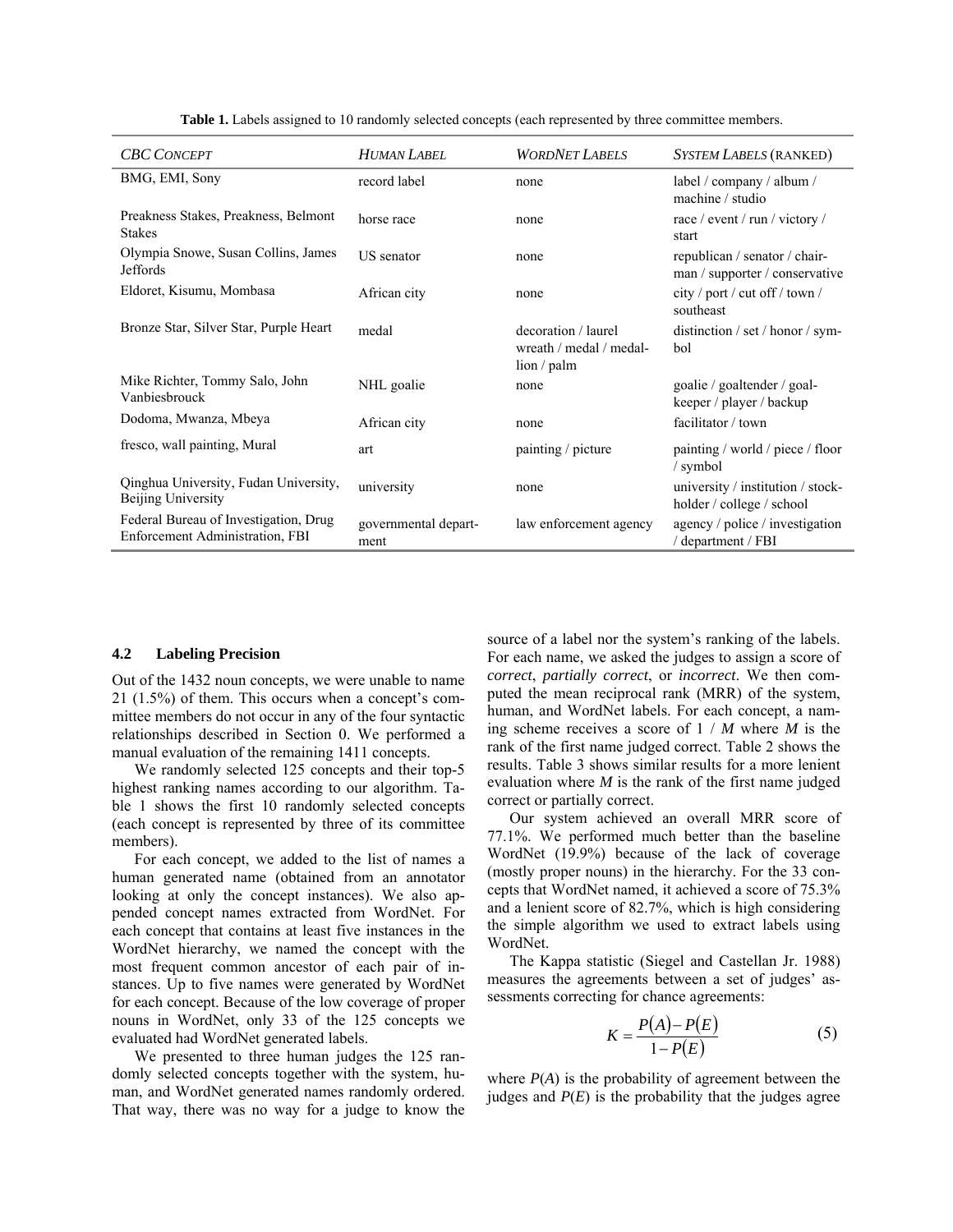**Table 1.** Labels assigned to 10 randomly selected concepts (each represented by three committee members.

| CBC CONCEPT | HUMAN LABEL | WORDNET LABELS | SYSTEM LABELS (RANKED) |
|---|---|---|---|
| BMG, EMI, Sony | record label | none | label / company / album / machine / studio |
| Preakness Stakes, Preakness, Belmont Stakes | horse race | none | race / event / run / victory / start |
| Olympia Snowe, Susan Collins, James Jeffords | US senator | none | republican / senator / chair-man / supporter / conservative |
| Eldoret, Kisumu, Mombasa | African city | none | city / port / cut off / town / southeast |
| Bronze Star, Silver Star, Purple Heart | medal | decoration / laurel wreath / medal / medal-lion / palm | distinction / set / honor / sym-bol |
| Mike Richter, Tommy Salo, John Vanbiesbrouck | NHL goalie | none | goalie / goaltender / goal-keeper / player / backup |
| Dodoma, Mwanza, Mbeya | African city | none | facilitator / town |
| fresco, wall painting, Mural | art | painting / picture | painting / world / piece / floor / symbol |
| Qinghua University, Fudan University, Beijing University | university | none | university / institution / stock-holder / college / school |
| Federal Bureau of Investigation, Drug Enforcement Administration, FBI | governmental depart-ment | law enforcement agency | agency / police / investigation / department / FBI |

### 4.2 Labeling Precision

Out of the 1432 noun concepts, we were unable to name 21 (1.5%) of them. This occurs when a concept's committee members do not occur in any of the four syntactic relationships described in Section 0. We performed a manual evaluation of the remaining 1411 concepts.

We randomly selected 125 concepts and their top-5 highest ranking names according to our algorithm. Table 1 shows the first 10 randomly selected concepts (each concept is represented by three of its committee members).

For each concept, we added to the list of names a human generated name (obtained from an annotator looking at only the concept instances). We also appended concept names extracted from WordNet. For each concept that contains at least five instances in the WordNet hierarchy, we named the concept with the most frequent common ancestor of each pair of instances. Up to five names were generated by WordNet for each concept. Because of the low coverage of proper nouns in WordNet, only 33 of the 125 concepts we evaluated had WordNet generated labels.

We presented to three human judges the 125 randomly selected concepts together with the system, human, and WordNet generated names randomly ordered. That way, there was no way for a judge to know the source of a label nor the system's ranking of the labels. For each name, we asked the judges to assign a score of *correct*, *partially correct*, or *incorrect*. We then computed the mean reciprocal rank (MRR) of the system, human, and WordNet labels. For each concept, a naming scheme receives a score of 1 / $M$ where $M$ is the rank of the first name judged correct. Table 2 shows the results. Table 3 shows similar results for a more lenient evaluation where $M$ is the rank of the first name judged correct or partially correct.

Our system achieved an overall MRR score of 77.1%. We performed much better than the baseline WordNet (19.9%) because of the lack of coverage (mostly proper nouns) in the hierarchy. For the 33 concepts that WordNet named, it achieved a score of 75.3% and a lenient score of 82.7%, which is high considering the simple algorithm we used to extract labels using WordNet.

The Kappa statistic (Siegel and Castellan Jr. 1988) measures the agreements between a set of judges' assessments correcting for chance agreements:

$$K = \frac{P(A) - P(E)}{1 - P(E)} \tag{5}$$

where $P(A)$ is the probability of agreement between the judges and $P(E)$ is the probability that the judges agree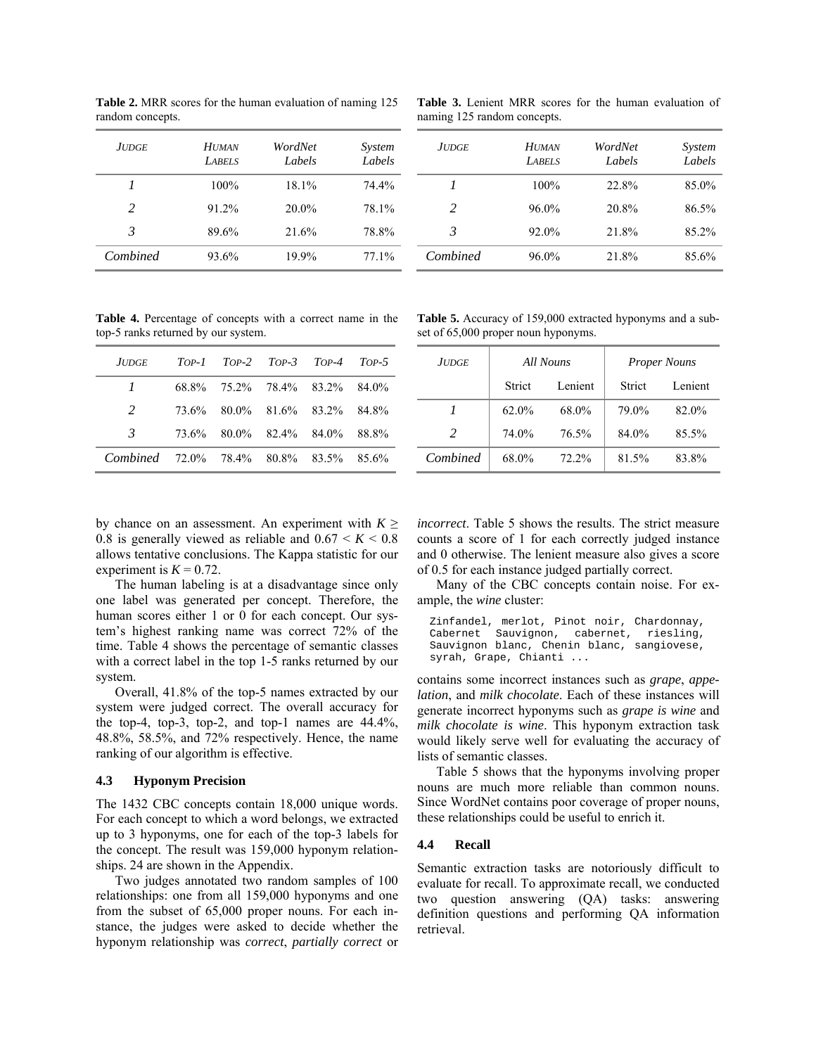**Table 2.** MRR scores for the human evaluation of naming 125 random concepts.

| JUDGE | HUMAN LABELS | WordNet Labels | System Labels |
| --- | --- | --- | --- |
| 1 | 100% | 18.1% | 74.4% |
| 2 | 91.2% | 20.0% | 78.1% |
| 3 | 89.6% | 21.6% | 78.8% |
| Combined | 93.6% | 19.9% | 77.1% |

**Table 3.** Lenient MRR scores for the human evaluation of naming 125 random concepts.

| JUDGE | HUMAN LABELS | WordNet Labels | System Labels |
| --- | --- | --- | --- |
| 1 | 100% | 22.8% | 85.0% |
| 2 | 96.0% | 20.8% | 86.5% |
| 3 | 92.0% | 21.8% | 85.2% |
| Combined | 96.0% | 21.8% | 85.6% |

**Table 4.** Percentage of concepts with a correct name in the top-5 ranks returned by our system.

| JUDGE | TOP-1 | TOP-2 | TOP-3 | TOP-4 | TOP-5 |
| --- | --- | --- | --- | --- | --- |
| 1 | 68.8% | 75.2% | 78.4% | 83.2% | 84.0% |
| 2 | 73.6% | 80.0% | 81.6% | 83.2% | 84.8% |
| 3 | 73.6% | 80.0% | 82.4% | 84.0% | 88.8% |
| Combined | 72.0% | 78.4% | 80.8% | 83.5% | 85.6% |

**Table 5.** Accuracy of 159,000 extracted hyponyms and a subset of 65,000 proper noun hyponyms.

| JUDGE | All Nouns | | Proper Nouns | |
| --- | --- | --- | --- | --- |
| | Strict | Lenient | Strict | Lenient |
| 1 | 62.0% | 68.0% | 79.0% | 82.0% |
| 2 | 74.0% | 76.5% | 84.0% | 85.5% |
| Combined | 68.0% | 72.2% | 81.5% | 83.8% |

by chance on an assessment. An experiment with $K \geq 0.8$ is generally viewed as reliable and $0.67 < K < 0.8$ allows tentative conclusions. The Kappa statistic for our experiment is $K = 0.72$.

The human labeling is at a disadvantage since only one label was generated per concept. Therefore, the human scores either 1 or 0 for each concept. Our system's highest ranking name was correct 72% of the time. Table 4 shows the percentage of semantic classes with a correct label in the top 1-5 ranks returned by our system.

Overall, 41.8% of the top-5 names extracted by our system were judged correct. The overall accuracy for the top-4, top-3, top-2, and top-1 names are 44.4%, 48.8%, 58.5%, and 72% respectively. Hence, the name ranking of our algorithm is effective.

### 4.3 Hyponym Precision

The 1432 CBC concepts contain 18,000 unique words. For each concept to which a word belongs, we extracted up to 3 hyponyms, one for each of the top-3 labels for the concept. The result was 159,000 hyponym relationships. 24 are shown in the Appendix.

Two judges annotated two random samples of 100 relationships: one from all 159,000 hyponyms and one from the subset of 65,000 proper nouns. For each instance, the judges were asked to decide whether the hyponym relationship was *correct*, *partially correct* or *incorrect*. Table 5 shows the results. The strict measure counts a score of 1 for each correctly judged instance and 0 otherwise. The lenient measure also gives a score of 0.5 for each instance judged partially correct.

Many of the CBC concepts contain noise. For example, the *wine* cluster:

```
Zinfandel, merlot, Pinot noir, Chardonnay,
Cabernet Sauvignon, cabernet, riesling,
Sauvignon blanc, Chenin blanc, sangiovese,
syrah, Grape, Chianti ...
```

contains some incorrect instances such as *grape*, *appelation*, and *milk chocolate*. Each of these instances will generate incorrect hyponyms such as *grape is wine* and *milk chocolate is wine*. This hyponym extraction task would likely serve well for evaluating the accuracy of lists of semantic classes.

Table 5 shows that the hyponyms involving proper nouns are much more reliable than common nouns. Since WordNet contains poor coverage of proper nouns, these relationships could be useful to enrich it.

### 4.4 Recall

Semantic extraction tasks are notoriously difficult to evaluate for recall. To approximate recall, we conducted two question answering (QA) tasks: answering definition questions and performing QA information retrieval.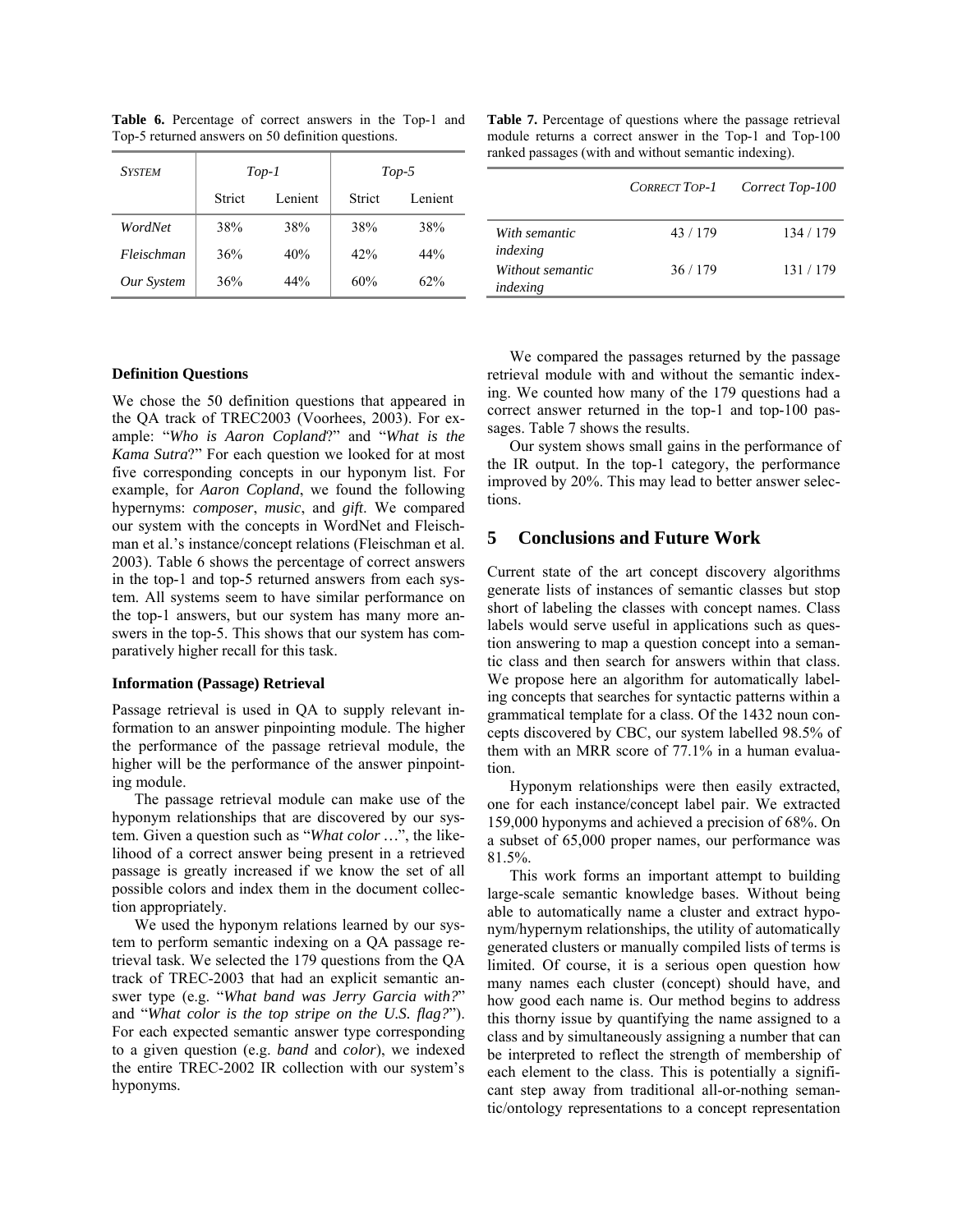**Table 6.** Percentage of correct answers in the Top-1 and Top-5 returned answers on 50 definition questions.

| *System* | *Top-1* | | *Top-5* | |
|---|---|---|---|---|
| | Strict | Lenient | Strict | Lenient |
| *WordNet* | 38% | 38% | 38% | 38% |
| *Fleischman* | 36% | 40% | 42% | 44% |
| *Our System* | 36% | 44% | 60% | 62% |

**Table 7.** Percentage of questions where the passage retrieval module returns a correct answer in the Top-1 and Top-100 ranked passages (with and without semantic indexing).

| | *Correct Top-1* | *Correct Top-100* |
|---|---|---|
| *With semantic indexing* | 43 / 179 | 134 / 179 |
| *Without semantic indexing* | 36 / 179 | 131 / 179 |

**Definition Questions**

We chose the 50 definition questions that appeared in the QA track of TREC2003 (Voorhees, 2003). For example: "*Who is Aaron Copland*?" and "*What is the Kama Sutra*?" For each question we looked for at most five corresponding concepts in our hyponym list. For example, for *Aaron Copland*, we found the following hypernyms: *composer*, *music*, and *gift*. We compared our system with the concepts in WordNet and Fleischman et al.'s instance/concept relations (Fleischman et al. 2003). Table 6 shows the percentage of correct answers in the top-1 and top-5 returned answers from each system. All systems seem to have similar performance on the top-1 answers, but our system has many more answers in the top-5. This shows that our system has comparatively higher recall for this task.

**Information (Passage) Retrieval**

Passage retrieval is used in QA to supply relevant information to an answer pinpointing module. The higher the performance of the passage retrieval module, the higher will be the performance of the answer pinpointing module.

The passage retrieval module can make use of the hyponym relationships that are discovered by our system. Given a question such as "*What color* …", the likelihood of a correct answer being present in a retrieved passage is greatly increased if we know the set of all possible colors and index them in the document collection appropriately.

We used the hyponym relations learned by our system to perform semantic indexing on a QA passage retrieval task. We selected the 179 questions from the QA track of TREC-2003 that had an explicit semantic answer type (e.g. "*What band was Jerry Garcia with?*" and "*What color is the top stripe on the U.S. flag?*"). For each expected semantic answer type corresponding to a given question (e.g. *band* and *color*), we indexed the entire TREC-2002 IR collection with our system's hyponyms.

We compared the passages returned by the passage retrieval module with and without the semantic indexing. We counted how many of the 179 questions had a correct answer returned in the top-1 and top-100 passages. Table 7 shows the results.

Our system shows small gains in the performance of the IR output. In the top-1 category, the performance improved by 20%. This may lead to better answer selections.

## 5 Conclusions and Future Work

Current state of the art concept discovery algorithms generate lists of instances of semantic classes but stop short of labeling the classes with concept names. Class labels would serve useful in applications such as question answering to map a question concept into a semantic class and then search for answers within that class. We propose here an algorithm for automatically labeling concepts that searches for syntactic patterns within a grammatical template for a class. Of the 1432 noun concepts discovered by CBC, our system labelled 98.5% of them with an MRR score of 77.1% in a human evaluation.

Hyponym relationships were then easily extracted, one for each instance/concept label pair. We extracted 159,000 hyponyms and achieved a precision of 68%. On a subset of 65,000 proper names, our performance was 81.5%.

This work forms an important attempt to building large-scale semantic knowledge bases. Without being able to automatically name a cluster and extract hyponym/hypernym relationships, the utility of automatically generated clusters or manually compiled lists of terms is limited. Of course, it is a serious open question how many names each cluster (concept) should have, and how good each name is. Our method begins to address this thorny issue by quantifying the name assigned to a class and by simultaneously assigning a number that can be interpreted to reflect the strength of membership of each element to the class. This is potentially a significant step away from traditional all-or-nothing semantic/ontology representations to a concept representation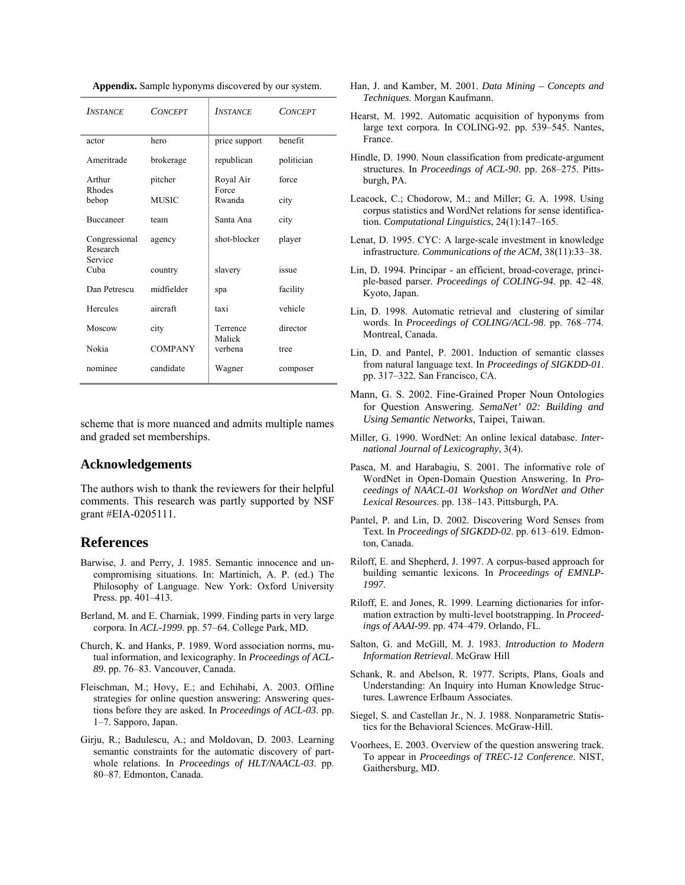**Appendix.** Sample hyponyms discovered by our system.

| *INSTANCE* | *CONCEPT* | *INSTANCE* | *CONCEPT* |
|---|---|---|---|
| actor | hero | price support | benefit |
| Ameritrade | brokerage | republican | politician |
| Arthur Rhodes | pitcher | Royal Air Force | force |
| bebop | MUSIC | Rwanda | city |
| Buccaneer | team | Santa Ana | city |
| Congressional Research Service | agency | shot-blocker | player |
| Cuba | country | slavery | issue |
| Dan Petrescu | midfielder | spa | facility |
| Hercules | aircraft | taxi | vehicle |
| Moscow | city | Terrence Malick | director |
| Nokia | COMPANY | verbena | tree |
| nominee | candidate | Wagner | composer |

scheme that is more nuanced and admits multiple names and graded set memberships.

## Acknowledgements

The authors wish to thank the reviewers for their helpful comments. This research was partly supported by NSF grant #EIA-0205111.

## References

Barwise, J. and Perry, J. 1985. Semantic innocence and uncompromising situations. In: Martinich, A. P. (ed.) The Philosophy of Language. New York: Oxford University Press. pp. 401–413.

Berland, M. and E. Charniak, 1999. Finding parts in very large corpora. In *ACL-1999*. pp. 57–64. College Park, MD.

Church, K. and Hanks, P. 1989. Word association norms, mutual information, and lexicography. In *Proceedings of ACL-89*. pp. 76–83. Vancouver, Canada.

Fleischman, M.; Hovy, E.; and Echihabi, A. 2003. Offline strategies for online question answering: Answering questions before they are asked. In *Proceedings of ACL-03*. pp. 1–7. Sapporo, Japan.

Girju, R.; Badulescu, A.; and Moldovan, D. 2003. Learning semantic constraints for the automatic discovery of part-whole relations. In *Proceedings of HLT/NAACL-03*. pp. 80–87. Edmonton, Canada.

Han, J. and Kamber, M. 2001. *Data Mining – Concepts and Techniques*. Morgan Kaufmann.

Hearst, M. 1992. Automatic acquisition of hyponyms from large text corpora. In COLING-92. pp. 539–545. Nantes, France.

Hindle, D. 1990. Noun classification from predicate-argument structures. In *Proceedings of ACL-90*. pp. 268–275. Pittsburgh, PA.

Leacock, C.; Chodorow, M.; and Miller; G. A. 1998. Using corpus statistics and WordNet relations for sense identification. *Computational Linguistics*, 24(1):147–165.

Lenat, D. 1995. CYC: A large-scale investment in knowledge infrastructure. *Communications of the ACM*, 38(11):33–38.

Lin, D. 1994. Principar - an efficient, broad-coverage, principle-based parser. *Proceedings of COLING-94*. pp. 42–48. Kyoto, Japan.

Lin, D. 1998. Automatic retrieval and clustering of similar words. In *Proceedings of COLING/ACL-98*. pp. 768–774. Montreal, Canada.

Lin, D. and Pantel, P. 2001. Induction of semantic classes from natural language text. In *Proceedings of SIGKDD-01*. pp. 317–322. San Francisco, CA.

Mann, G. S. 2002. Fine-Grained Proper Noun Ontologies for Question Answering. *SemaNet' 02: Building and Using Semantic Networks*, Taipei, Taiwan.

Miller, G. 1990. WordNet: An online lexical database. *International Journal of Lexicography*, 3(4).

Pasca, M. and Harabagiu, S. 2001. The informative role of WordNet in Open-Domain Question Answering. In *Proceedings of NAACL-01 Workshop on WordNet and Other Lexical Resources*. pp. 138–143. Pittsburgh, PA.

Pantel, P. and Lin, D. 2002. Discovering Word Senses from Text. In *Proceedings of SIGKDD-02*. pp. 613–619. Edmonton, Canada.

Riloff, E. and Shepherd, J. 1997. A corpus-based approach for building semantic lexicons. In *Proceedings of EMNLP-1997*.

Riloff, E. and Jones, R. 1999. Learning dictionaries for information extraction by multi-level bootstrapping. In *Proceedings of AAAI-99*. pp. 474–479. Orlando, FL.

Salton, G. and McGill, M. J. 1983. *Introduction to Modern Information Retrieval*. McGraw Hill

Schank, R. and Abelson, R. 1977. Scripts, Plans, Goals and Understanding: An Inquiry into Human Knowledge Structures. Lawrence Erlbaum Associates.

Siegel, S. and Castellan Jr., N. J. 1988. Nonparametric Statistics for the Behavioral Sciences. McGraw-Hill.

Voorhees, E. 2003. Overview of the question answering track. To appear in *Proceedings of TREC-12 Conference*. NIST, Gaithersburg, MD.